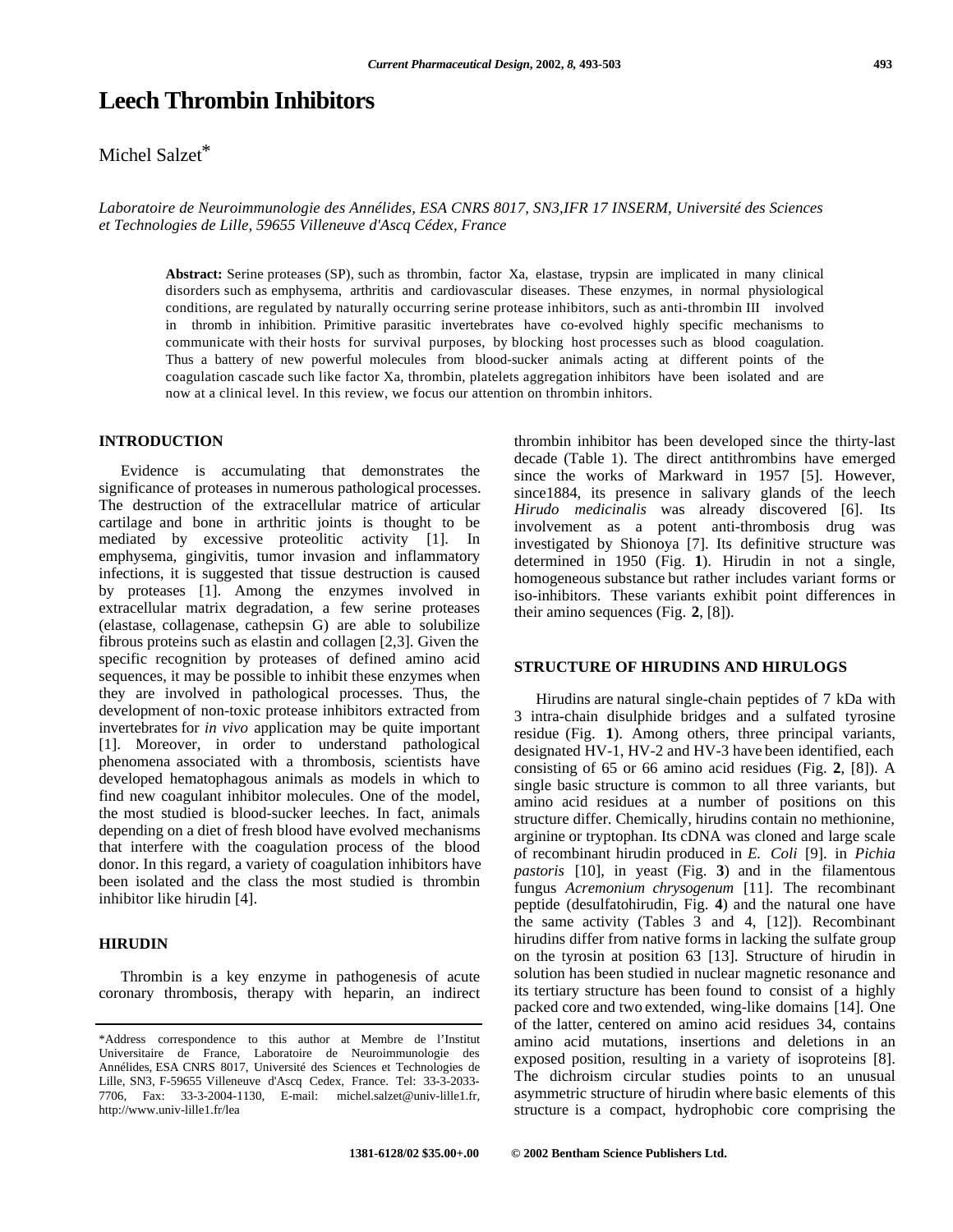# Leech Thrombin Inhibitors

Michel Salzet*

*Laboratoire de Neuroimmunologie des Annélides, ESA CNRS 8017, SN3,IFR 17 INSERM, Université des Sciences et Technologies de Lille, 59655 Villeneuve d'Ascq Cédex, France*

**Abstract:** Serine proteases (SP), such as thrombin, factor Xa, elastase, trypsin are implicated in many clinical disorders such as emphysema, arthritis and cardiovascular diseases. These enzymes, in normal physiological conditions, are regulated by naturally occurring serine protease inhibitors, such as anti-thrombin III involved in thromb in inhibition. Primitive parasitic invertebrates have co-evolved highly specific mechanisms to communicate with their hosts for survival purposes, by blocking host processes such as blood coagulation. Thus a battery of new powerful molecules from blood-sucker animals acting at different points of the coagulation cascade such like factor Xa, thrombin, platelets aggregation inhibitors have been isolated and are now at a clinical level. In this review, we focus our attention on thrombin inhitors.

## INTRODUCTION

Evidence is accumulating that demonstrates the significance of proteases in numerous pathological processes. The destruction of the extracellular matrix of articular cartilage and bone in arthritic joints is thought to be mediated by excessive proteolitic activity [1]. In emphysema, gingivitis, tumor invasion and inflammatory infections, it is suggested that tissue destruction is caused by proteases [1]. Among the enzymes involved in extracellular matrix degradation, a few serine proteases (elastase, collagenase, cathepsin G) are able to solubilize fibrous proteins such as elastin and collagen [2,3]. Given the specific recognition by proteases of defined amino acid sequences, it may be possible to inhibit these enzymes when they are involved in pathological processes. Thus, the development of non-toxic protease inhibitors extracted from invertebrates for *in vivo* application may be quite important [1]. Moreover, in order to understand pathological phenomena associated with a thrombosis, scientists have developed hematophagous animals as models in which to find new coagulant inhibitor molecules. One of the model, the most studied is blood-sucker leeches. In fact, animals depending on a diet of fresh blood have evolved mechanisms that interfere with the coagulation process of the blood donor. In this regard, a variety of coagulation inhibitors have been isolated and the class the most studied is thrombin inhibitor like hirudin [4].

## HIRUDIN

Thrombin is a key enzyme in pathogenesis of acute coronary thrombosis, therapy with heparin, an indirect thrombin inhibitor has been developed since the thirty-last decade (Table 1). The direct antithrombins have emerged since the works of Markward in 1957 [5]. However, since1884, its presence in salivary glands of the leech *Hirudo medicinalis* was already discovered [6]. Its involvement as a potent anti-thrombosis drug was investigated by Shionoya [7]. Its definitive structure was determined in 1950 (Fig. **1**). Hirudin in not a single, homogeneous substance but rather includes variant forms or iso-inhibitors. These variants exhibit point differences in their amino sequences (Fig. **2**, [8]).

## STRUCTURE OF HIRUDINS AND HIRULOGS

Hirudins are natural single-chain peptides of 7 kDa with 3 intra-chain disulphide bridges and a sulfated tyrosine residue (Fig. **1**). Among others, three principal variants, designated HV-1, HV-2 and HV-3 have been identified, each consisting of 65 or 66 amino acid residues (Fig. **2**, [8]). A single basic structure is common to all three variants, but amino acid residues at a number of positions on this structure differ. Chemically, hirudins contain no methionine, arginine or tryptophan. Its cDNA was cloned and large scale of recombinant hirudin produced in *E. Coli* [9]. in *Pichia pastoris* [10], in yeast (Fig. **3**) and in the filamentous fungus *Acremonium chrysogenum* [11]. The recombinant peptide (desulfatohirudin, Fig. **4**) and the natural one have the same activity (Tables 3 and 4, [12]). Recombinant hirudins differ from native forms in lacking the sulfate group on the tyrosin at position 63 [13]. Structure of hirudin in solution has been studied in nuclear magnetic resonance and its tertiary structure has been found to consist of a highly packed core and two extended, wing-like domains [14]. One of the latter, centered on amino acid residues 34, contains amino acid mutations, insertions and deletions in an exposed position, resulting in a variety of isoproteins [8]. The dichroism circular studies points to an unusual asymmetric structure of hirudin where basic elements of this structure is a compact, hydrophobic core comprising the

---

*Address correspondence to this author at Membre de l'Institut Universitaire de France, Laboratoire de Neuroimmunologie des Annélides, ESA CNRS 8017, Université des Sciences et Technologies de Lille, SN3, F-59655 Villeneuve d'Ascq Cedex, France. Tel: 33-3-2033-7706, Fax: 33-3-2004-1130, E-mail: michel.salzet@univ-lille1.fr, http://www.univ-lille1.fr/lea

1381-6128/02 $35.00+.00 © 2002 Bentham Science Publishers Ltd.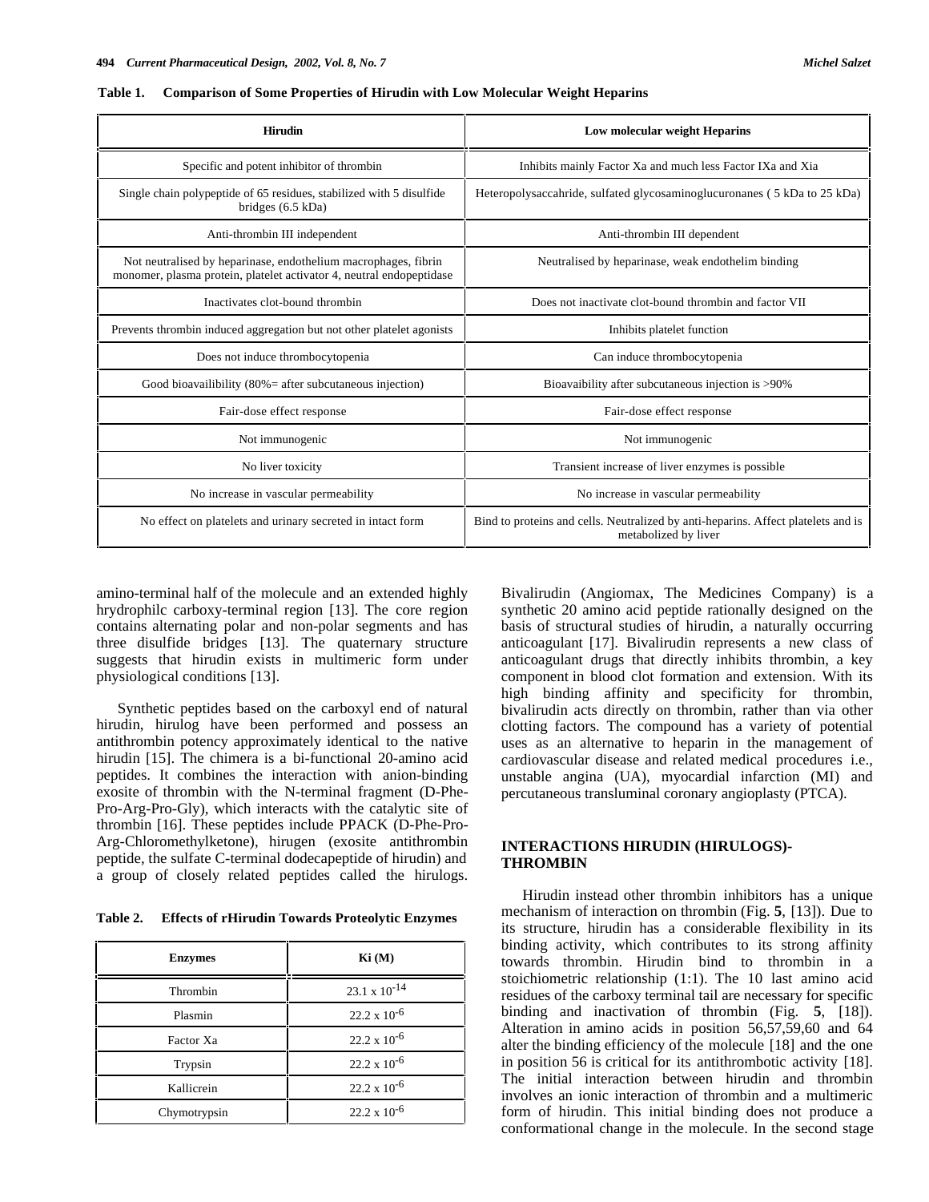**Table 1. Comparison of Some Properties of Hirudin with Low Molecular Weight Heparins**

| Hirudin | Low molecular weight Heparins |
|---|---|
| Specific and potent inhibitor of thrombin | Inhibits mainly Factor Xa and much less Factor IXa and Xia |
| Single chain polypeptide of 65 residues, stabilized with 5 disulfide bridges (6.5 kDa) | Heteropolysaccahride, sulfated glycosaminoglucuronanes ( 5 kDa to 25 kDa) |
| Anti-thrombin III independent | Anti-thrombin III dependent |
| Not neutralised by heparinase, endothelium macrophages, fibrin monomer, plasma protein, platelet activator 4, neutral endopeptidase | Neutralised by heparinase, weak endothelim binding |
| Inactivates clot-bound thrombin | Does not inactivate clot-bound thrombin and factor VII |
| Prevents thrombin induced aggregation but not other platelet agonists | Inhibits platelet function |
| Does not induce thrombocytopenia | Can induce thrombocytopenia |
| Good bioavailibility (80%= after subcutaneous injection) | Bioavaibility after subcutaneous injection is >90% |
| Fair-dose effect response | Fair-dose effect response |
| Not immunogenic | Not immunogenic |
| No liver toxicity | Transient increase of liver enzymes is possible |
| No increase in vascular permeability | No increase in vascular permeability |
| No effect on platelets and urinary secreted in intact form | Bind to proteins and cells. Neutralized by anti-heparins. Affect platelets and is metabolized by liver |

amino-terminal half of the molecule and an extended highly hrydrophilc carboxy-terminal region [13]. The core region contains alternating polar and non-polar segments and has three disulfide bridges [13]. The quaternary structure suggests that hirudin exists in multimeric form under physiological conditions [13].

Synthetic peptides based on the carboxyl end of natural hirudin, hirulog have been performed and possess an antithrombin potency approximately identical to the native hirudin [15]. The chimera is a bi-functional 20-amino acid peptides. It combines the interaction with anion-binding exosite of thrombin with the N-terminal fragment (D-Phe-Pro-Arg-Pro-Gly), which interacts with the catalytic site of thrombin [16]. These peptides include PPACK (D-Phe-Pro-Arg-Chloromethylketone), hirugen (exosite antithrombin peptide, the sulfate C-terminal dodecapeptide of hirudin) and a group of closely related peptides called the hirulogs.

**Table 2. Effects of rHirudin Towards Proteolytic Enzymes**

| Enzymes | Ki (M) |
|---|---|
| Thrombin | $23.1 \times 10^{-14}$ |
| Plasmin | $22.2 \times 10^{-6}$ |
| Factor Xa | $22.2 \times 10^{-6}$ |
| Trypsin | $22.2 \times 10^{-6}$ |
| Kallicrein | $22.2 \times 10^{-6}$ |
| Chymotrypsin | $22.2 \times 10^{-6}$ |

Bivalirudin (Angiomax, The Medicines Company) is a synthetic 20 amino acid peptide rationally designed on the basis of structural studies of hirudin, a naturally occurring anticoagulant [17]. Bivalirudin represents a new class of anticoagulant drugs that directly inhibits thrombin, a key component in blood clot formation and extension. With its high binding affinity and specificity for thrombin, bivalirudin acts directly on thrombin, rather than via other clotting factors. The compound has a variety of potential uses as an alternative to heparin in the management of cardiovascular disease and related medical procedures i.e., unstable angina (UA), myocardial infarction (MI) and percutaneous transluminal coronary angioplasty (PTCA).

## INTERACTIONS HIRUDIN (HIRULOGS)-THROMBIN

Hirudin instead other thrombin inhibitors has a unique mechanism of interaction on thrombin (Fig. **5**, [13]). Due to its structure, hirudin has a considerable flexibility in its binding activity, which contributes to its strong affinity towards thrombin. Hirudin bind to thrombin in a stoichiometric relationship (1:1). The 10 last amino acid residues of the carboxy terminal tail are necessary for specific binding and inactivation of thrombin (Fig. **5**, [18]). Alteration in amino acids in position 56,57,59,60 and 64 alter the binding efficiency of the molecule [18] and the one in position 56 is critical for its antithrombotic activity [18]. The initial interaction between hirudin and thrombin involves an ionic interaction of thrombin and a multimeric form of hirudin. This initial binding does not produce a conformational change in the molecule. In the second stage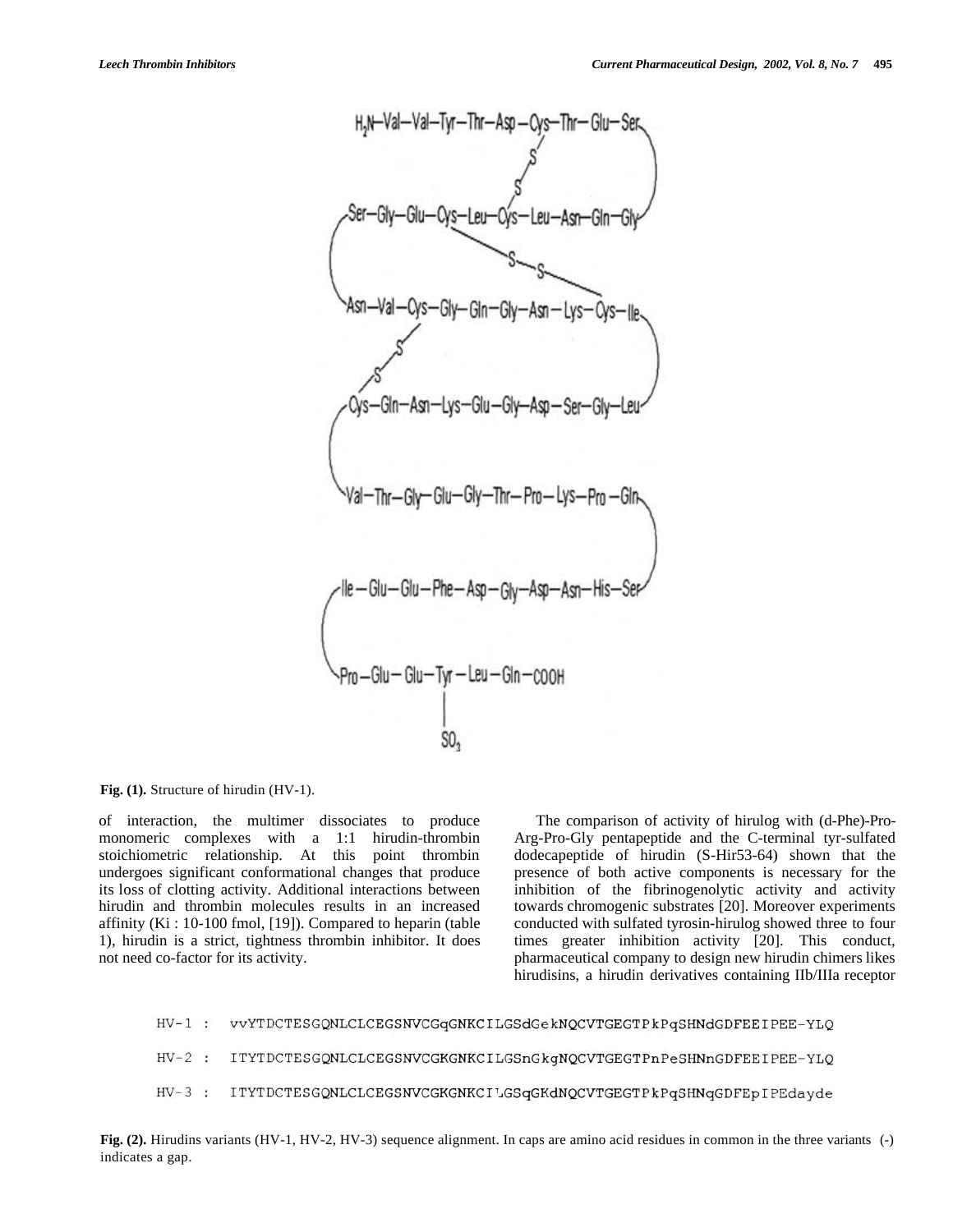**Fig. (1).** Structure of hirudin (HV-1).

of interaction, the multimer dissociates to produce monomeric complexes with a 1:1 hirudin-thrombin stoichiometric relationship. At this point thrombin undergoes significant conformational changes that produce its loss of clotting activity. Additional interactions between hirudin and thrombin molecules results in an increased affinity (Ki : 10-100 fmol, [19]). Compared to heparin (table 1), hirudin is a strict, tightness thrombin inhibitor. It does not need co-factor for its activity.

The comparison of activity of hirulog with (d-Phe)-Pro-Arg-Pro-Gly pentapeptide and the C-terminal tyr-sulfated dodecapeptide of hirudin (S-Hir53-64) shown that the presence of both active components is necessary for the inhibition of the fibrinogenolytic activity and activity towards chromogenic substrates [20]. Moreover experiments conducted with sulfated tyrosin-hirulog showed three to four times greater inhibition activity [20]. This conduct, pharmaceutical company to design new hirudin chimers likes hirudisins, a hirudin derivatives containing IIb/IIIa receptor

```
HV-1 :  vvYTDCTESGQNLCLCEGSNVCGqGNKCILGSdGekNQCVTGEGTPkPqSHNdGDFEEIPEE-YLQ
HV-2 :  ITYTDCTESGQNLCLCEGSNVCGKGNKCILGSnGkgNQCVTGEGTPnPeSHNnGDFEEIPEE-YLQ
HV-3 :  ITYTDCTESGQNLCLCEGSNVCGKGNKCILGSqGKdNQCVTGEGTPkPqSHNqGDFEpIPEdayde
```

**Fig. (2).** Hirudins variants (HV-1, HV-2, HV-3) sequence alignment. In caps are amino acid residues in common in the three variants (-) indicates a gap.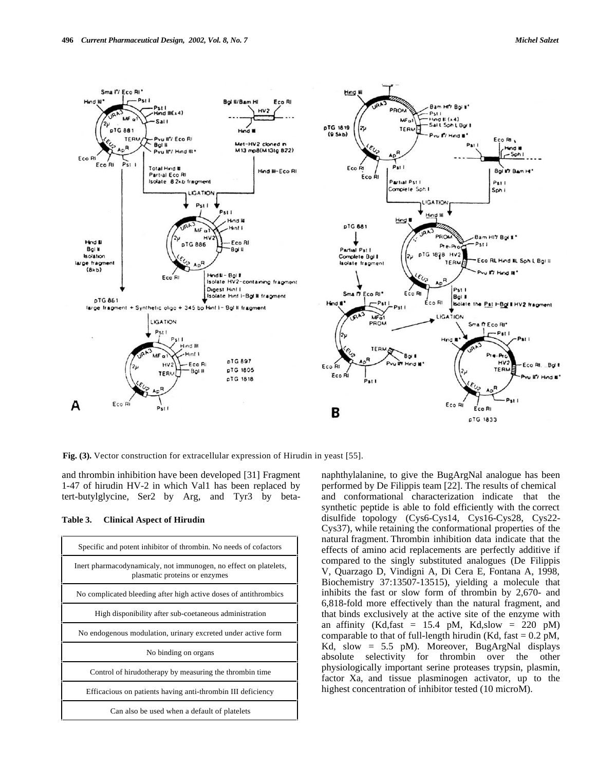Fig. (3). Vector construction for extracellular expression of Hirudin in yeast [55].

and thrombin inhibition have been developed [31] Fragment 1-47 of hirudin HV-2 in which Val1 has been replaced by tert-butylglycine, Ser2 by Arg, and Tyr3 by beta-naphthylalanine, to give the BugArgNal analogue has been performed by De Filippis team [22]. The results of chemical and conformational characterization indicate that the synthetic peptide is able to fold efficiently with the correct disulfide topology (Cys6-Cys14, Cys16-Cys28, Cys22-Cys37), while retaining the conformational properties of the natural fragment. Thrombin inhibition data indicate that the effects of amino acid replacements are perfectly additive if compared to the singly substituted analogues (De Filippis V, Quarzago D, Vindigni A, Di Cera E, Fontana A, 1998, Biochemistry 37:13507-13515), yielding a molecule that inhibits the fast or slow form of thrombin by 2,670- and 6,818-fold more effectively than the natural fragment, and that binds exclusively at the active site of the enzyme with an affinity ($K_{d,fast}$ = 15.4 pM, $K_{d,slow}$ = 220 pM) comparable to that of full-length hirudin ($K_{d}$, fast = 0.2 pM, $K_{d}$, slow = 5.5 pM). Moreover, BugArgNal displays absolute selectivity for thrombin over the other physiologically important serine proteases trypsin, plasmin, factor Xa, and tissue plasminogen activator, up to the highest concentration of inhibitor tested (10 microM).

**Table 3. Clinical Aspect of Hirudin**

| |
|---|
| Specific and potent inhibitor of thrombin. No needs of cofactors |
| Inert pharmacodynamicaly, not immunogen, no effect on platelets, plasmatic proteins or enzymes |
| No complicated bleeding after high active doses of antithrombics |
| High disponibility after sub-coetaneous administration |
| No endogenous modulation, urinary excreted under active form |
| No binding on organs |
| Control of hirudotherapy by measuring the thrombin time |
| Efficacious on patients having anti-thrombin III deficiency |
| Can also be used when a default of platelets |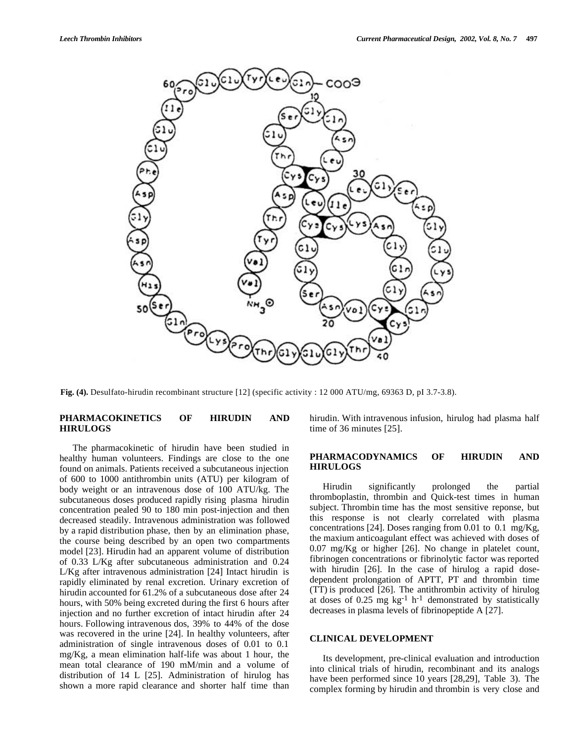**Fig. (4).** Desulfato-hirudin recombinant structure [12] (specific activity : 12 000 ATU/mg, 69363 D, pI 3.7-3.8).

## PHARMACOKINETICS OF HIRUDIN AND HIRULOGS

The pharmacokinetic of hirudin have been studied in healthy human volunteers. Findings are close to the one found on animals. Patients received a subcutaneous injection of 600 to 1000 antithrombin units (ATU) per kilogram of body weight or an intravenous dose of 100 ATU/kg. The subcutaneous doses produced rapidly rising plasma hirudin concentration pealed 90 to 180 min post-injection and then decreased steadily. Intravenous administration was followed by a rapid distribution phase, then by an elimination phase, the course being described by an open two compartments model [23]. Hirudin had an apparent volume of distribution of 0.33 L/Kg after subcutaneous administration and 0.24 L/Kg after intravenous administration [24] Intact hirudin is rapidly eliminated by renal excretion. Urinary excretion of hirudin accounted for 61.2% of a subcutaneous dose after 24 hours, with 50% being excreted during the first 6 hours after injection and no further excretion of intact hirudin after 24 hours. Following intravenous dos, 39% to 44% of the dose was recovered in the urine [24]. In healthy volunteers, after administration of single intravenous doses of 0.01 to 0.1 mg/Kg, a mean elimination half-life was about 1 hour, the mean total clearance of 190 mM/min and a volume of distribution of 14 L [25]. Administration of hirulog has shown a more rapid clearance and shorter half time than hirudin. With intravenous infusion, hirulog had plasma half time of 36 minutes [25].

## PHARMACODYNAMICS OF HIRUDIN AND HIRULOGS

Hirudin significantly prolonged the partial thromboplastin, thrombin and Quick-test times in human subject. Thrombin time has the most sensitive reponse, but this response is not clearly correlated with plasma concentrations [24]. Doses ranging from 0.01 to 0.1 mg/Kg, the maxium anticoagulant effect was achieved with doses of 0.07 mg/Kg or higher [26]. No change in platelet count, fibrinogen concentrations or fibrinolytic factor was reported with hirudin [26]. In the case of hirulog a rapid dose-dependent prolongation of APTT, PT and thrombin time (TT) is produced [26]. The antithrombin activity of hirulog at doses of 0.25 mg $kg^{-1}$ $h^{-1}$ demonstrated by statistically decreases in plasma levels of fibrinopeptide A [27].

## CLINICAL DEVELOPMENT

Its development, pre-clinical evaluation and introduction into clinical trials of hirudin, recombinant and its analogs have been performed since 10 years [28,29], Table 3). The complex forming by hirudin and thrombin is very close and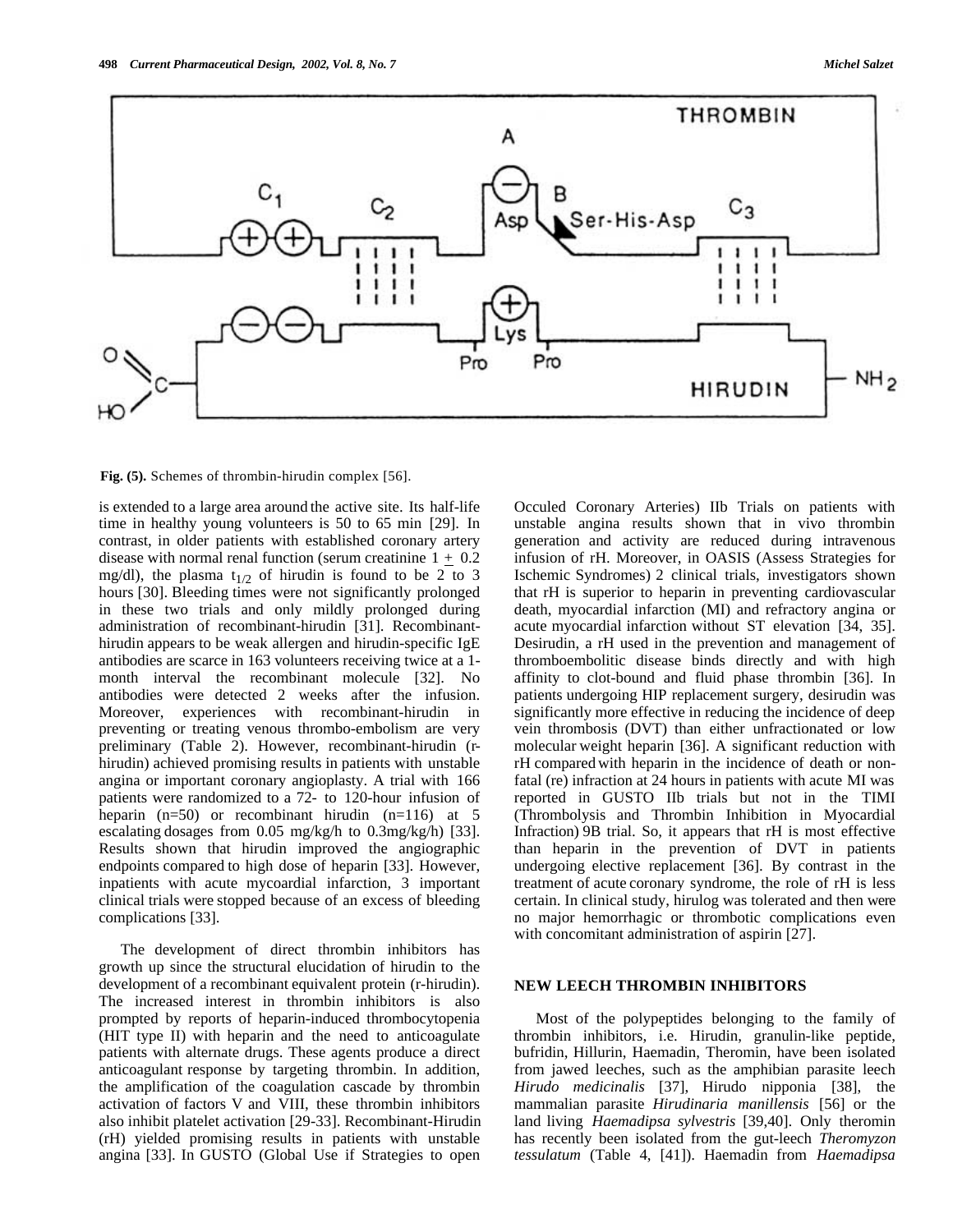Fig. (5). Schemes of thrombin-hirudin complex [56].

is extended to a large area around the active site. Its half-life time in healthy young volunteers is 50 to 65 min [29]. In contrast, in older patients with established coronary artery disease with normal renal function (serum creatinine 1 $\pm$ 0.2 mg/dl), the plasma $t_{1/2}$ of hirudin is found to be 2 to 3 hours [30]. Bleeding times were not significantly prolonged in these two trials and only mildly prolonged during administration of recombinant-hirudin [31]. Recombinant-hirudin appears to be weak allergen and hirudin-specific IgE antibodies are scarce in 163 volunteers receiving twice at a 1-month interval the recombinant molecule [32]. No antibodies were detected 2 weeks after the infusion. Moreover, experiences with recombinant-hirudin in preventing or treating venous thrombo-embolism are very preliminary (Table 2). However, recombinant-hirudin (r-hirudin) achieved promising results in patients with unstable angina or important coronary angioplasty. A trial with 166 patients were randomized to a 72- to 120-hour infusion of heparin (n=50) or recombinant hirudin (n=116) at 5 escalating dosages from 0.05 mg/kg/h to 0.3mg/kg/h) [33]. Results shown that hirudin improved the angiographic endpoints compared to high dose of heparin [33]. However, inpatients with acute mycoardial infarction, 3 important clinical trials were stopped because of an excess of bleeding complications [33].

The development of direct thrombin inhibitors has growth up since the structural elucidation of hirudin to the development of a recombinant equivalent protein (r-hirudin). The increased interest in thrombin inhibitors is also prompted by reports of heparin-induced thrombocytopenia (HIT type II) with heparin and the need to anticoagulate patients with alternate drugs. These agents produce a direct anticoagulant response by targeting thrombin. In addition, the amplification of the coagulation cascade by thrombin activation of factors V and VIII, these thrombin inhibitors also inhibit platelet activation [29-33]. Recombinant-Hirudin (rH) yielded promising results in patients with unstable angina [33]. In GUSTO (Global Use if Strategies to open Occuled Coronary Arteries) IIb Trials on patients with unstable angina results shown that in vivo thrombin generation and activity are reduced during intravenous infusion of rH. Moreover, in OASIS (Assess Strategies for Ischemic Syndromes) 2 clinical trials, investigators shown that rH is superior to heparin in preventing cardiovascular death, myocardial infarction (MI) and refractory angina or acute myocardial infarction without ST elevation [34, 35]. Desirudin, a rH used in the prevention and management of thromboembolitic disease binds directly and with high affinity to clot-bound and fluid phase thrombin [36]. In patients undergoing HIP replacement surgery, desirudin was significantly more effective in reducing the incidence of deep vein thrombosis (DVT) than either unfractionated or low molecular weight heparin [36]. A significant reduction with rH compared with heparin in the incidence of death or non-fatal (re) infraction at 24 hours in patients with acute MI was reported in GUSTO IIb trials but not in the TIMI (Thrombolysis and Thrombin Inhibition in Myocardial Infraction) 9B trial. So, it appears that rH is most effective than heparin in the prevention of DVT in patients undergoing elective replacement [36]. By contrast in the treatment of acute coronary syndrome, the role of rH is less certain. In clinical study, hirulog was tolerated and then were no major hemorrhagic or thrombotic complications even with concomitant administration of aspirin [27].

## NEW LEECH THROMBIN INHIBITORS

Most of the polypeptides belonging to the family of thrombin inhibitors, i.e. Hirudin, granulin-like peptide, bufridin, Hillurin, Haemadin, Theromin, have been isolated from jawed leeches, such as the amphibian parasite leech *Hirudo medicinalis* [37], Hirudo nipponia [38], the mammalian parasite *Hirudinaria manillensis* [56] or the land living *Haemadipsa sylvestris* [39,40]. Only theromin has recently been isolated from the gut-leech *Theromyzon tessulatum* (Table 4, [41]). Haemadin from *Haemadipsa*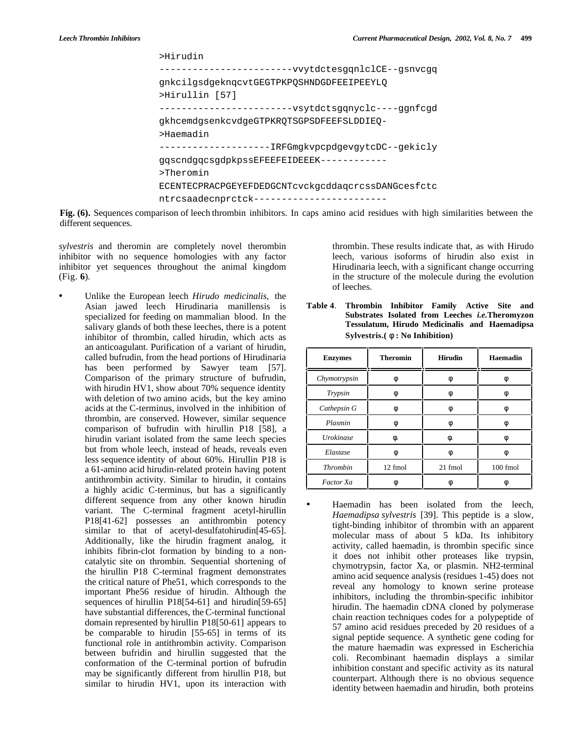```
>Hirudin
------------------------vvytdctesgqnlclCE--gsnvcgq
gnkcilgsdgeknqcvtGEGTPKPQSHNDGDFEEIPEEYLQ
>Hirullin [57]
------------------------vsytdctsgqnyclc----ggnfcgd
gkhcemdgsenkcvdgeGTPKRQTSGPSDFEEFSLDDIEQ-
>Haemadin
--------------------IRFGmgkvpcpdgevgytcDC--gekicly
gqscndgqcsgdpkpssEFEEFEIDEEEK------------
>Theromin
ECENTECPRACPGEYEFDEDGCNTcvckgcddaqcrcssDANGcesfctc
ntrcsaadecnprctck------------------------
```

**Fig. (6).** Sequences comparison of leech thrombin inhibitors. In caps amino acid residues with high similarities between the different sequences.

*sylvestris* and theromin are completely novel therombin inhibitor with no sequence homologies with any factor inhibitor yet sequences throughout the animal kingdom (Fig. **6**).

- Unlike the European leech *Hirudo medicinalis,* the Asian jawed leech Hirudinaria manillensis is specialized for feeding on mammalian blood. In the salivary glands of both these leeches, there is a potent inhibitor of thrombin, called hirudin, which acts as an anticoagulant. Purification of a variant of hirudin, called bufrudin, from the head portions of Hirudinaria has been performed by Sawyer team [57]. Comparison of the primary structure of bufrudin, with hirudin HV1, show about 70% sequence identity with deletion of two amino acids, but the key amino acids at the C-terminus, involved in the inhibition of thrombin, are conserved. However, similar sequence comparison of bufrudin with hirullin P18 [58], a hirudin variant isolated from the same leech species but from whole leech, instead of heads, reveals even less sequence identity of about 60%. Hirullin P18 is a 61-amino acid hirudin-related protein having potent antithrombin activity. Similar to hirudin, it contains a highly acidic C-terminus, but has a significantly different sequence from any other known hirudin variant. The C-terminal fragment acetyl-hirullin P18[41-62] possesses an antithrombin potency similar to that of acetyl-desulfatohirudin[45-65]. Additionally, like the hirudin fragment analog, it inhibits fibrin-clot formation by binding to a non-catalytic site on thrombin. Sequential shortening of the hirullin P18 C-terminal fragment demonstrates the critical nature of Phe51, which corresponds to the important Phe56 residue of hirudin. Although the sequences of hirullin P18[54-61] and hirudin[59-65] have substantial differences, the C-terminal functional domain represented by hirullin P18[50-61] appears to be comparable to hirudin [55-65] in terms of its functional role in antithrombin activity. Comparison between bufridin and hirullin suggested that the conformation of the C-terminal portion of bufrudin may be significantly different from hirullin P18, but similar to hirudin HV1, upon its interaction with thrombin. These results indicate that, as with Hirudo leech, various isoforms of hirudin also exist in Hirudinaria leech, with a significant change occurring in the structure of the molecule during the evolution of leeches.

**Table 4. Thrombin Inhibitor Family Active Site and Substrates Isolated from Leeches *i.e.*Theromyzon Tessulatum, Hirudo Medicinalis and Haemadipsa Sylvestris.( φ : No Inhibition)**

| Enzymes | Theromin | Hirudin | Haemadin |
|---|---|---|---|
| *Chymotrypsin* | φ | φ | φ |
| *Trypsin* | φ | φ | φ |
| *Cathepsin G* | φ | φ | φ |
| *Plasmin* | φ | φ | φ |
| *Urokinase* | φ | φ | φ |
| *Elastase* | φ | φ | φ |
| *Thrombin* | 12 fmol | 21 fmol | 100 fmol |
| *Factor Xa* | φ | φ | φ |

- Haemadin has been isolated from the leech, *Haemadipsa sylvestris* [39]. This peptide is a slow, tight-binding inhibitor of thrombin with an apparent molecular mass of about 5 kDa. Its inhibitory activity, called haemadin, is thrombin specific since it does not inhibit other proteases like trypsin, chymotrypsin, factor Xa, or plasmin. NH2-terminal amino acid sequence analysis (residues 1-45) does not reveal any homology to known serine protease inhibitors, including the thrombin-specific inhibitor hirudin. The haemadin cDNA cloned by polymerase chain reaction techniques codes for a polypeptide of 57 amino acid residues preceded by 20 residues of a signal peptide sequence. A synthetic gene coding for the mature haemadin was expressed in Escherichia coli. Recombinant haemadin displays a similar inhibition constant and specific activity as its natural counterpart. Although there is no obvious sequence identity between haemadin and hirudin, both proteins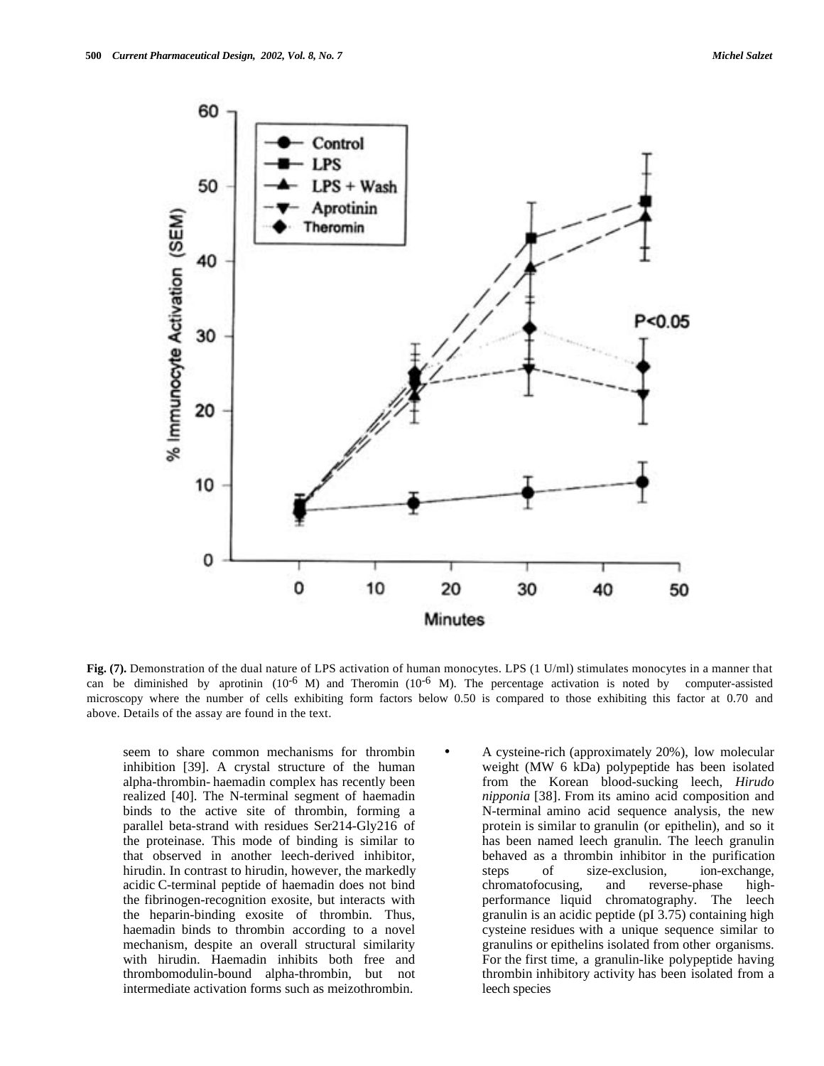**Fig. (7).** Demonstration of the dual nature of LPS activation of human monocytes. LPS (1 U/ml) stimulates monocytes in a manner that can be diminished by aprotinin ($10^{-6}$ M) and Theromin ($10^{-6}$ M). The percentage activation is noted by computer-assisted microscopy where the number of cells exhibiting form factors below 0.50 is compared to those exhibiting this factor at 0.70 and above. Details of the assay are found in the text.

seem to share common mechanisms for thrombin inhibition [39]. A crystal structure of the human alpha-thrombin- haemadin complex has recently been realized [40]. The N-terminal segment of haemadin binds to the active site of thrombin, forming a parallel beta-strand with residues Ser214-Gly216 of the proteinase. This mode of binding is similar to that observed in another leech-derived inhibitor, hirudin. In contrast to hirudin, however, the markedly acidic C-terminal peptide of haemadin does not bind the fibrinogen-recognition exosite, but interacts with the heparin-binding exosite of thrombin. Thus, haemadin binds to thrombin according to a novel mechanism, despite an overall structural similarity with hirudin. Haemadin inhibits both free and thrombomodulin-bound alpha-thrombin, but not intermediate activation forms such as meizothrombin.

- A cysteine-rich (approximately 20%), low molecular weight (MW 6 kDa) polypeptide has been isolated from the Korean blood-sucking leech, *Hirudo nipponia* [38]. From its amino acid composition and N-terminal amino acid sequence analysis, the new protein is similar to granulin (or epithelin), and so it has been named leech granulin. The leech granulin behaved as a thrombin inhibitor in the purification steps of size-exclusion, ion-exchange, chromatofocusing, and reverse-phase high-performance liquid chromatography. The leech granulin is an acidic peptide (pI 3.75) containing high cysteine residues with a unique sequence similar to granulins or epithelins isolated from other organisms. For the first time, a granulin-like polypeptide having thrombin inhibitory activity has been isolated from a leech species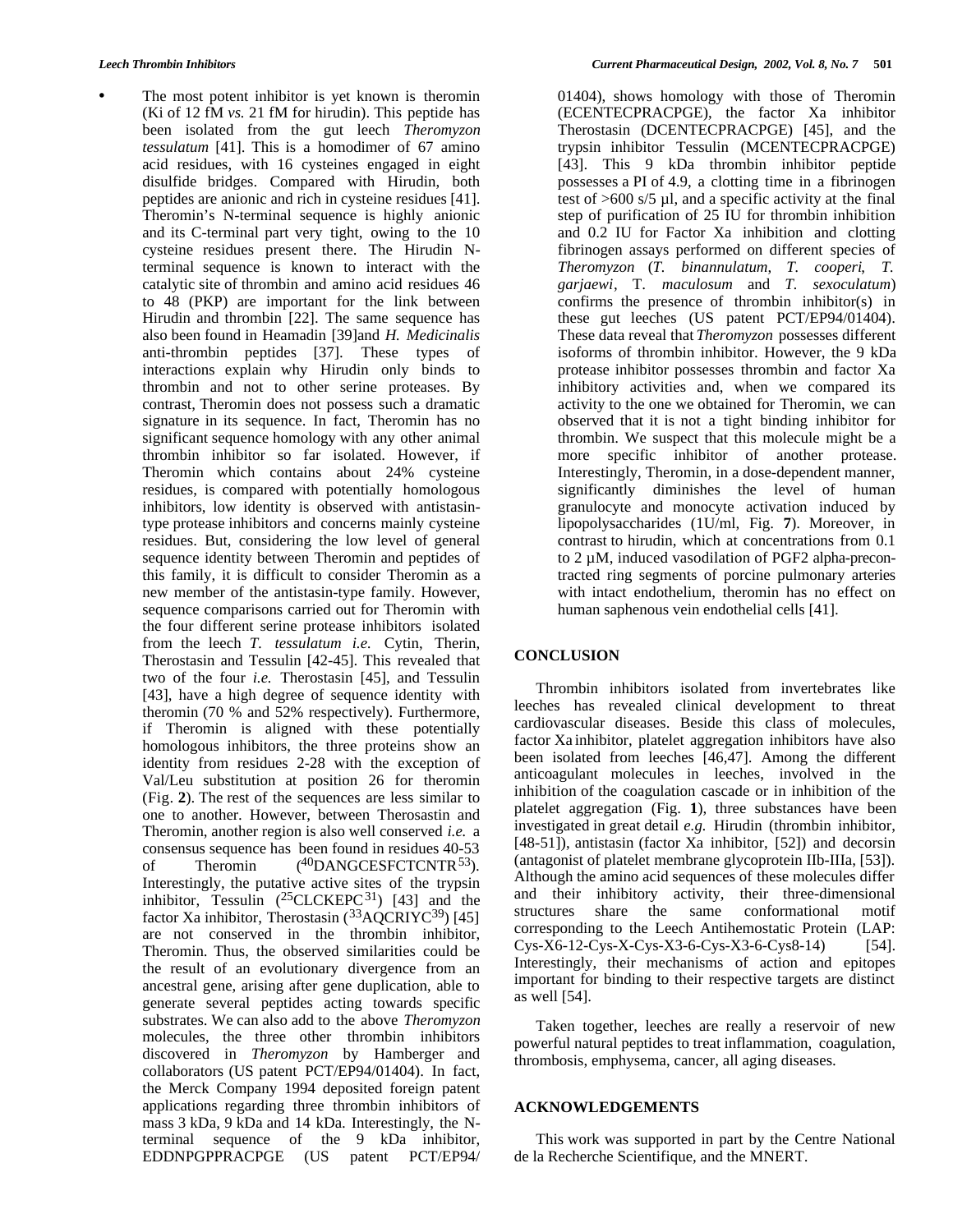- The most potent inhibitor is yet known is theromin (Ki of 12 fM *vs.* 21 fM for hirudin). This peptide has been isolated from the gut leech *Theromyzon tessulatum* [41]. This is a homodimer of 67 amino acid residues, with 16 cysteines engaged in eight disulfide bridges. Compared with Hirudin, both peptides are anionic and rich in cysteine residues [41]. Theromin's N-terminal sequence is highly anionic and its C-terminal part very tight, owing to the 10 cysteine residues present there. The Hirudin N-terminal sequence is known to interact with the catalytic site of thrombin and amino acid residues 46 to 48 (PKP) are important for the link between Hirudin and thrombin [22]. The same sequence has also been found in Heamadin [39]and *H. Medicinalis* anti-thrombin peptides [37]. These types of interactions explain why Hirudin only binds to thrombin and not to other serine proteases. By contrast, Theromin does not possess such a dramatic signature in its sequence. In fact, Theromin has no significant sequence homology with any other animal thrombin inhibitor so far isolated. However, if Theromin which contains about 24% cysteine residues, is compared with potentially homologous inhibitors, low identity is observed with antistasin-type protease inhibitors and concerns mainly cysteine residues. But, considering the low level of general sequence identity between Theromin and peptides of this family, it is difficult to consider Theromin as a new member of the antistasin-type family. However, sequence comparisons carried out for Theromin with the four different serine protease inhibitors isolated from the leech *T. tessulatum i.e.* Cytin, Therin, Therostasin and Tessulin [42-45]. This revealed that two of the four *i.e.* Therostasin [45], and Tessulin [43], have a high degree of sequence identity with theromin (70 % and 52% respectively). Furthermore, if Theromin is aligned with these potentially homologous inhibitors, the three proteins show an identity from residues 2-28 with the exception of Val/Leu substitution at position 26 for theromin (Fig. **2**). The rest of the sequences are less similar to one to another. However, between Therosastin and Theromin, another region is also well conserved *i.e.* a consensus sequence has been found in residues 40-53 of Theromin ($^{40}$DANGCESFCTCNTR$^{53}$). Interestingly, the putative active sites of the trypsin inhibitor, Tessulin ($^{25}$CLCKEPC$^{31}$) [43] and the factor Xa inhibitor, Therostasin ($^{33}$AQCRIYC$^{39}$) [45] are not conserved in the thrombin inhibitor, Theromin. Thus, the observed similarities could be the result of an evolutionary divergence from an ancestral gene, arising after gene duplication, able to generate several peptides acting towards specific substrates. We can also add to the above *Theromyzon* molecules, the three other thrombin inhibitors discovered in *Theromyzon* by Hamberger and collaborators (US patent PCT/EP94/01404). In fact, the Merck Company 1994 deposited foreign patent applications regarding three thrombin inhibitors of mass 3 kDa, 9 kDa and 14 kDa. Interestingly, the N-terminal sequence of the 9 kDa inhibitor, EDDNPGPPRACPGE (US patent PCT/EP94/01404), shows homology with those of Theromin (ECENTECPRACPGE), the factor Xa inhibitor Therostasin (DCENTECPRACPGE) [45], and the trypsin inhibitor Tessulin (MCENTECPRACPGE) [43]. This 9 kDa thrombin inhibitor peptide possesses a PI of 4.9, a clotting time in a fibrinogen test of >600 s/5 µl, and a specific activity at the final step of purification of 25 IU for thrombin inhibition and 0.2 IU for Factor Xa inhibition and clotting fibrinogen assays performed on different species of *Theromyzon* (*T. binannulatum*, *T. cooperi, T. garjaewi*, T. *maculosum* and *T. sexoculatum*) confirms the presence of thrombin inhibitor(s) in these gut leeches (US patent PCT/EP94/01404). These data reveal that *Theromyzon* possesses different isoforms of thrombin inhibitor. However, the 9 kDa protease inhibitor possesses thrombin and factor Xa inhibitory activities and, when we compared its activity to the one we obtained for Theromin, we can observed that it is not a tight binding inhibitor for thrombin. We suspect that this molecule might be a more specific inhibitor of another protease. Interestingly, Theromin, in a dose-dependent manner, significantly diminishes the level of human granulocyte and monocyte activation induced by lipopolysaccharides (1U/ml, Fig. **7**). Moreover, in contrast to hirudin, which at concentrations from 0.1 to 2 µM, induced vasodilation of PGF2 alpha-precontracted ring segments of porcine pulmonary arteries with intact endothelium, theromin has no effect on human saphenous vein endothelial cells [41].

## CONCLUSION

Thrombin inhibitors isolated from invertebrates like leeches has revealed clinical development to threat cardiovascular diseases. Beside this class of molecules, factor Xa inhibitor, platelet aggregation inhibitors have also been isolated from leeches [46,47]. Among the different anticoagulant molecules in leeches, involved in the inhibition of the coagulation cascade or in inhibition of the platelet aggregation (Fig. **1**), three substances have been investigated in great detail *e.g.* Hirudin (thrombin inhibitor, [48-51]), antistasin (factor Xa inhibitor, [52]) and decorsin (antagonist of platelet membrane glycoprotein IIb-IIIa, [53]). Although the amino acid sequences of these molecules differ and their inhibitory activity, their three-dimensional structures share the same conformational motif corresponding to the Leech Antihemostatic Protein (LAP: Cys-X6-12-Cys-X-Cys-X3-6-Cys-X3-6-Cys8-14) [54]. Interestingly, their mechanisms of action and epitopes important for binding to their respective targets are distinct as well [54].

Taken together, leeches are really a reservoir of new powerful natural peptides to treat inflammation, coagulation, thrombosis, emphysema, cancer, all aging diseases.

## ACKNOWLEDGEMENTS

This work was supported in part by the Centre National de la Recherche Scientifique, and the MNERT.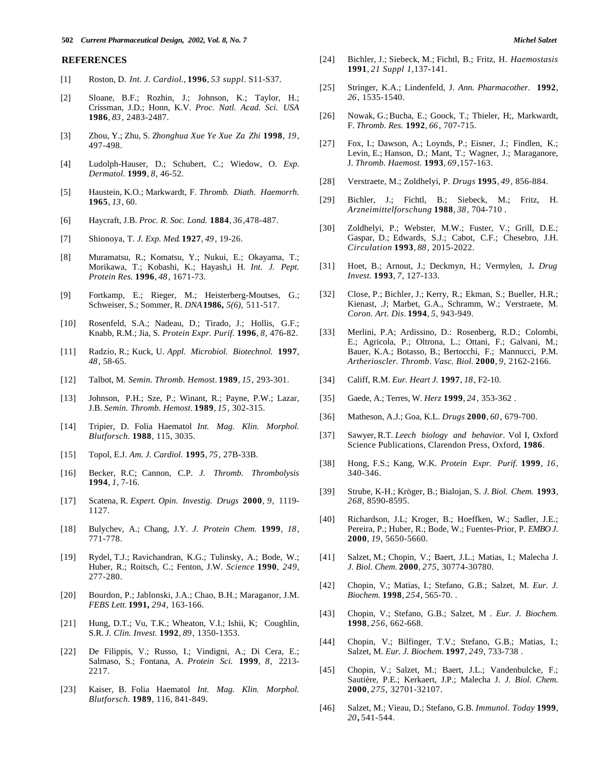## REFERENCES

[1] Roston, D. *Int. J. Cardiol.*, **1996**, *53 suppl*. S11-S37.

[2] Sloane, B.F.; Rozhin, J.; Johnson, K.; Taylor, H.; Crissman, J.D.; Honn, K.V. *Proc. Natl. Acad. Sci. USA* **1986**, *83*, 2483-2487.

[3] Zhou, Y.; Zhu, S. Z*honghua Xue Ye Xue Za Zhi* **1998**, *19*, 497-498.

[4] Ludolph-Hauser, D.; Schubert, C.; Wiedow, O. *Exp. Dermatol.* **1999**, *8*, 46-52.

[5] Haustein, K.O.; Markwardt, F. *Thromb. Diath. Haemorrh.* **1965**, *13*, 60.

[6] Haycraft, J.B. *Proc. R. Soc. Lond.* **1884**, *36*,478-487.

[7] Shionoya, T. *J. Exp. Med*. **1927**, *49*, 19-26.

[8] Muramatsu, R.; Komatsu, Y.; Nukui, E.; Okayama, T.; Morikawa, T.; Kobashi, K.; Hayash,i H. *Int. J. Pept. Protein Res.* **1996**, *48*, 1671-73.

[9] Fortkamp, E.; Rieger, M.; Heisterberg-Moutses, G.; Schweiser, S.; Sommer, R. *DNA* **1986,** *5(6)*, 511-517.

[10] Rosenfeld, S.A.; Nadeau, D.; Tirado, J.; Hollis, G.F.; Knabb, R.M.; Jia, S. *Protein Expr. Purif.* **1996**, *8*, 476-82.

[11] Radzio, R.; Kuck, U. *Appl. Microbiol. Biotechnol.* **1997**, *48*, 58-65.

[12] Talbot, M. *Semin. Thromb. Hemost*. **1989**, *15*, 293-301.

[13] Johnson, P.H.; Sze, P.; Winant, R.; Payne, P.W.; Lazar, J.B. *Semin. Thromb. Hemost*. **1989**, *15*, 302-315.

[14] Tripier, D. Folia Haematol *Int. Mag. Klin. Morphol. Blutforsch*. **1988**, 115, 3035.

[15] Topol, E.J. *Am. J. Cardiol.* **1995**, *75*, 27B-33B.

[16] Becker, R.C; Cannon, C.P. *J. Thromb. Thrombolysis* **1994**, *1*, 7-16.

[17] Scatena, R. *Expert. Opin. Investig. Drugs* **2000**, *9*, 1119-1127.

[18] Bulychev, A.; Chang, J.Y. *J. Protein Chem.* **1999**, *18*, 771-778.

[19] Rydel, T.J.; Ravichandran, K.G.; Tulinsky, A.; Bode, W.; Huber, R.; Roitsch, C.; Fenton, J.W. *Science* **1990**, *249*, 277-280.

[20] Bourdon, P.; Jablonski, J.A.; Chao, B.H.; Maraganor, J.M. *FEBS Lett.* **1991,** *294*, 163-166.

[21] Hung, D.T.; Vu, T.K.; Wheaton, V.I.; Ishii, K; Coughlin, S.R. *J. Clin. Invest.* **1992**, *89*, 1350-1353.

[22] De Filippis, V.; Russo, I.; Vindigni, A.; Di Cera, E.; Salmaso, S.; Fontana, A. *Protein Sci.* **1999**, *8*, 2213-2217.

[23] Kaiser, B. Folia Haematol *Int. Mag. Klin. Morphol. Blutforsch*. **1989**, 116, 841-849.

[24] Bichler, J.; Siebeck, M.; Fichtl, B.; Fritz, H. *Haemostasis* **1991**, *21 Suppl 1*,137-141.

[25] Stringer, K.A.; Lindenfeld, J. *Ann. Pharmacother.* **1992**, *26*, 1535-1540.

[26] Nowak, G.; Bucha, E.; Goock, T.; Thieler, H;, Markwardt, F. *Thromb. Res.* **1992**, *66*, 707-715.

[27] Fox, I.; Dawson, A.; Loynds, P.; Eisner, J.; Findlen, K.; Levin, E.; Hanson, D.; Mant, T.; Wagner, J.; Maraganore, J. *Thromb. Haemost.* **1993**, *69*,157-163.

[28] Verstraete, M.; Zoldhelyi, P. *Drugs* **1995**, *49*, 856-884.

[29] Bichler, J.; Fichtl, B.; Siebeck, M.; Fritz, H. *Arzneimittelforschung* **1988**, *38*, 704-710 .

[30] Zoldhelyi, P.; Webster, M.W.; Fuster, V.; Grill, D.E.; Gaspar, D.; Edwards, S.J.; Cabot, C.F.; Chesebro, J.H. *Circulation* **1993**, *88*, 2015-2022.

[31] Hoet, B.; Arnout, J.; Deckmyn, H.; Vermylen, J**.** *Drug Invest.* **1993**, *7*, 127-133.

[32] Close, P.; Bichler, J.; Kerry, R.; Ekman, S.; Bueller, H.R.; Kienast, .J; Marbet, G.A., Schramm, W.; Verstraete, M. *Coron. Art. Dis*. **1994**, *5*, 943-949.

[33] Merlini, P.A; Ardissino, D.: Rosenberg, R.D.; Colombi, E.; Agricola, P.; Oltrona, L.; Ottani, F.; Galvani, M.; Bauer, K.A.; Botasso, B.; Bertocchi, F.; Mannucci, P.M. *Artherioscler. Thromb. Vasc. Biol.* **2000**, *9*, 2162-2166.

[34] Califf, R.M. *Eur. Heart J.* **1997**, *18*, F2-10.

[35] Gaede, A.; Terres, W. *Herz* **1999**, *24*, 353-362 .

[36] Matheson, A.J.; Goa, K.L. *Drugs* **2000**, *60*, 679-700.

[37] Sawyer, R.T. *Leech biology and behavior*. Vol I, Oxford Science Publications, Clarendon Press, Oxford, **1986**.

[38] Hong, F.S.; Kang, W.K. *Protein Expr. Purif.* **1999**, *16*, 340-346.

[39] Strube, K-H.; Kröger, B.; Bialojan, S. *J. Biol. Chem.* **1993**, *268*, 8590-8595.

[40] Richardson, J.L; Kroger, B.; Hoeffken, W.; Sadler, J.E.; Pereira, P.; Huber, R.; Bode, W.; Fuentes-Prior, P. *EMBO J.* **2000**, *19*, 5650-5660.

[41] Salzet, M.; Chopin, V.; Baert, J.L.; Matias, I.; Malecha J. *J. Biol. Chem.* **2000**, *275*, 30774-30780.

[42] Chopin, V.; Matias, I.; Stefano, G.B.; Salzet, M. *Eur. J. Biochem.* **1998**, *254*, 565-70. .

[43] Chopin, V.; Stefano, G.B.; Salzet, M . *Eur. J. Biochem.* **1998**, *256*, 662-668.

[44] Chopin, V.; Bilfinger, T.V.; Stefano, G.B.; Matias, I.; Salzet, M. *Eur. J. Biochem.* **1997**, *249*, 733-738 .

[45] Chopin, V.; Salzet, M.; Baert, J.L.; Vandenbulcke, F.; Sautière, P.E.; Kerkaert, J.P.; Malecha J. *J. Biol. Chem.* **2000**, *275*, 32701-32107.

[46] Salzet, M.; Vieau, D.; Stefano, G.B. *Immunol. Today* **1999**, *20***,** 541-544.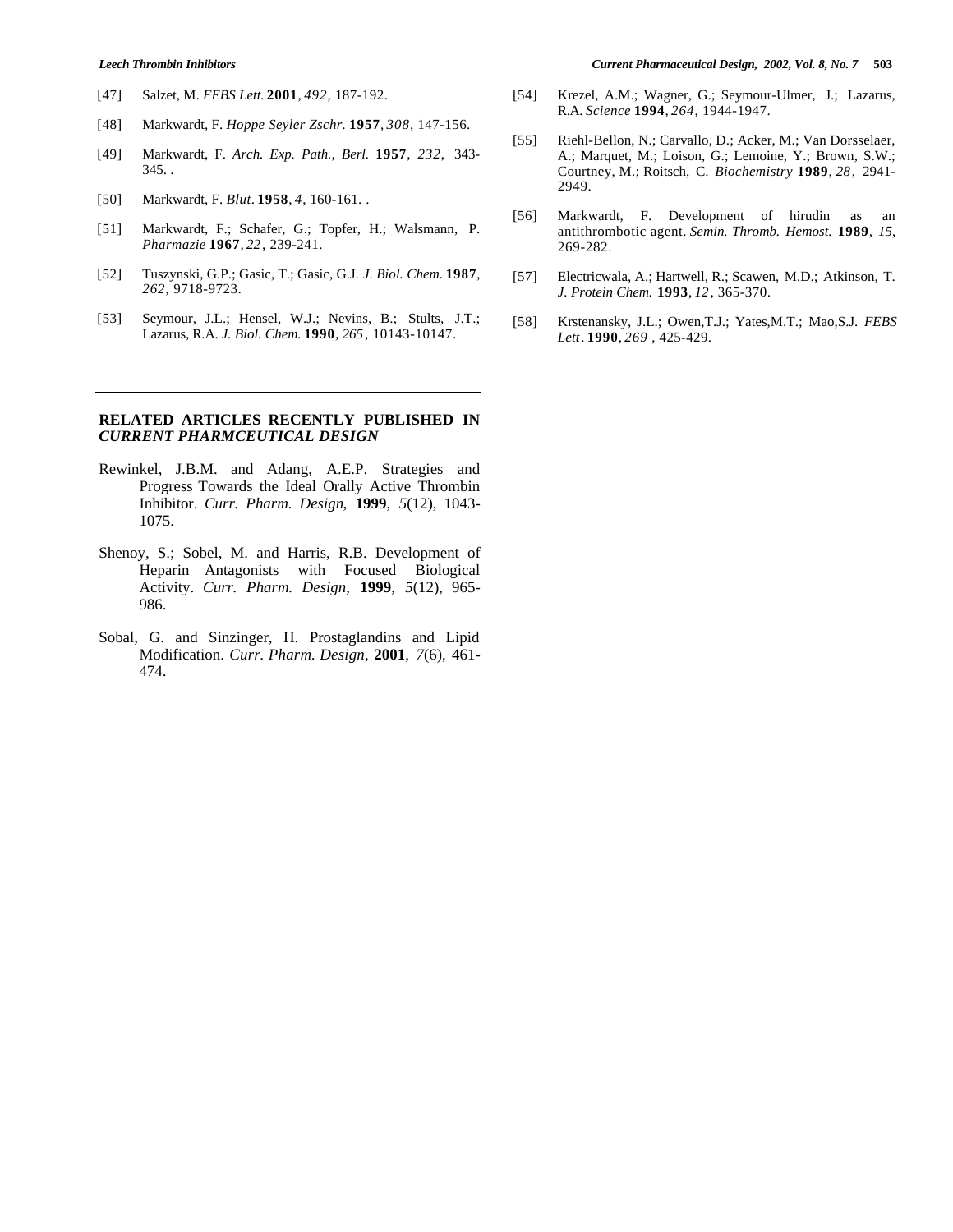[47] Salzet, M. *FEBS Lett.* **2001**, *492*, 187-192.

[48] Markwardt, F. *Hoppe Seyler Zschr.* **1957**, *308*, 147-156.

[49] Markwardt, F. *Arch. Exp. Path., Berl.* **1957**, *232*, 343-345. .

[50] Markwardt, F. *Blut*. **1958**, *4*, 160-161. .

[51] Markwardt, F.; Schafer, G.; Topfer, H.; Walsmann, P. *Pharmazie* **1967**, *22*, 239-241.

[52] Tuszynski, G.P.; Gasic, T.; Gasic, G.J. *J. Biol. Chem.* **1987**, *262*, 9718-9723.

[53] Seymour, J.L.; Hensel, W.J.; Nevins, B.; Stults, J.T.; Lazarus, R.A. *J. Biol. Chem.* **1990**, *265*, 10143-10147.

[54] Krezel, A.M.; Wagner, G.; Seymour-Ulmer, J.; Lazarus, R.A. *Science* **1994**, *264*, 1944-1947.

[55] Riehl-Bellon, N.; Carvallo, D.; Acker, M.; Van Dorsselaer, A.; Marquet, M.; Loison, G.; Lemoine, Y.; Brown, S.W.; Courtney, M.; Roitsch, C. *Biochemistry* **1989**, *28*, 2941-2949.

[56] Markwardt, F. Development of hirudin as an antithrombotic agent. *Semin. Thromb. Hemost.* **1989**, *15*, 269-282.

[57] Electricwala, A.; Hartwell, R.; Scawen, M.D.; Atkinson, T. *J. Protein Chem.* **1993**, *12*, 365-370.

[58] Krstenansky, J.L.; Owen,T.J.; Yates,M.T.; Mao,S.J. *FEBS Lett*. **1990**, *269* , 425-429.

---

**RELATED ARTICLES RECENTLY PUBLISHED IN *CURRENT PHARMCEUTICAL DESIGN***

Rewinkel, J.B.M. and Adang, A.E.P. Strategies and Progress Towards the Ideal Orally Active Thrombin Inhibitor. *Curr. Pharm. Design*, **1999**, *5*(12), 1043-1075.

Shenoy, S.; Sobel, M. and Harris, R.B. Development of Heparin Antagonists with Focused Biological Activity. *Curr. Pharm. Design*, **1999**, *5*(12), 965-986.

Sobal, G. and Sinzinger, H. Prostaglandins and Lipid Modification. *Curr. Pharm. Design*, **2001**, *7*(6), 461-474.